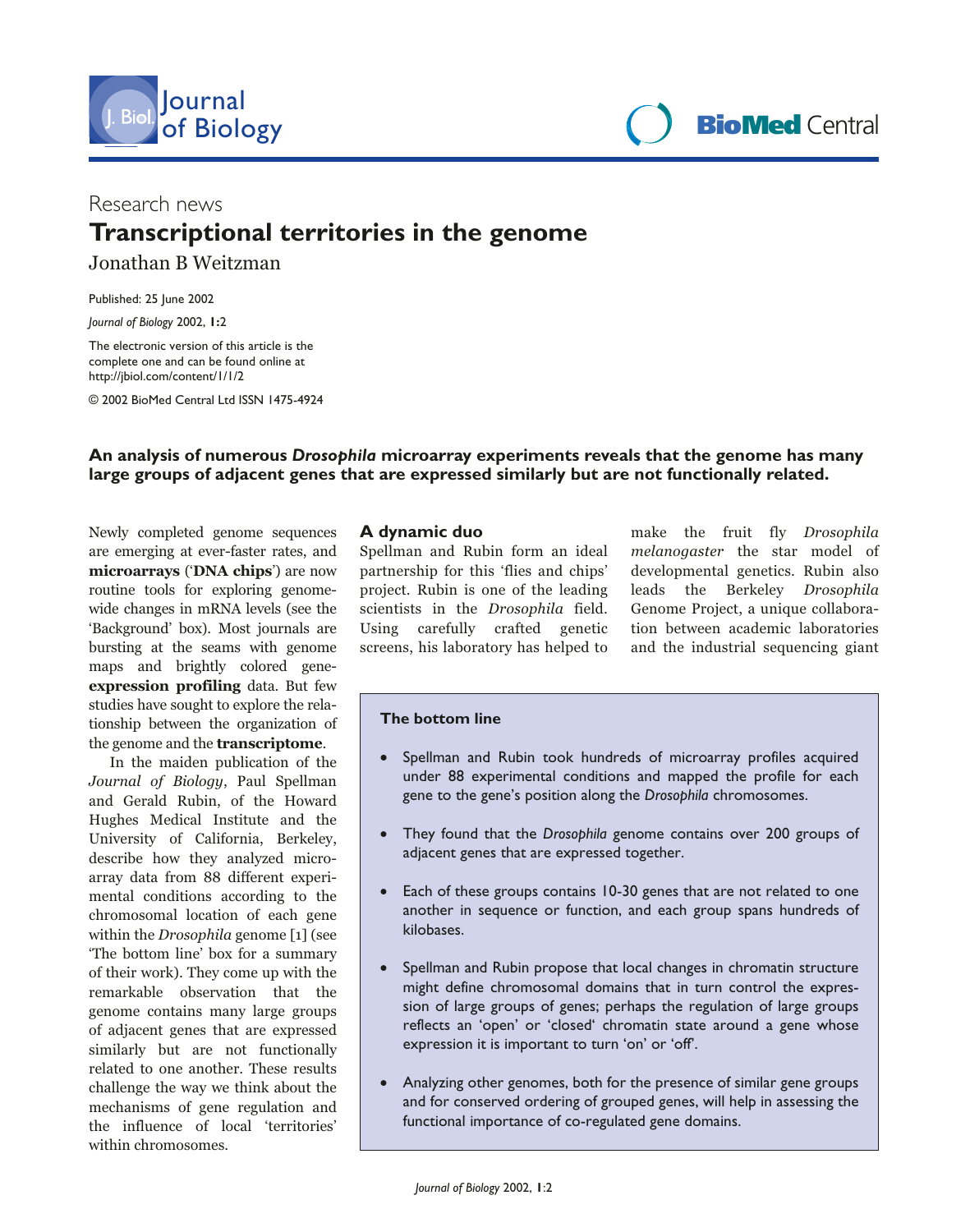Research news

# Transcriptional territories in the genome

Jonathan B Weitzman

Published: 25 June 2002

*Journal of Biology* 2002, **1**:2

The electronic version of this article is the complete one and can be found online at http://jbiol.com/content/1/1/2

© 2002 BioMed Central Ltd ISSN 1475-4924

**An analysis of numerous *Drosophila* microarray experiments reveals that the genome has many large groups of adjacent genes that are expressed similarly but are not functionally related.**

Newly completed genome sequences are emerging at ever-faster rates, and **microarrays** ('**DNA chips**') are now routine tools for exploring genome-wide changes in mRNA levels (see the 'Background' box). Most journals are bursting at the seams with genome maps and brightly colored gene-**expression profiling** data. But few studies have sought to explore the relationship between the organization of the genome and the **transcriptome**.

In the maiden publication of the *Journal of Biology*, Paul Spellman and Gerald Rubin, of the Howard Hughes Medical Institute and the University of California, Berkeley, describe how they analyzed microarray data from 88 different experimental conditions according to the chromosomal location of each gene within the *Drosophila* genome [1] (see 'The bottom line' box for a summary of their work). They come up with the remarkable observation that the genome contains many large groups of adjacent genes that are expressed similarly but are not functionally related to one another. These results challenge the way we think about the mechanisms of gene regulation and the influence of local 'territories' within chromosomes.

## A dynamic duo

Spellman and Rubin form an ideal partnership for this 'flies and chips' project. Rubin is one of the leading scientists in the *Drosophila* field. Using carefully crafted genetic screens, his laboratory has helped to make the fruit fly *Drosophila melanogaster* the star model of developmental genetics. Rubin also leads the Berkeley *Drosophila* Genome Project, a unique collaboration between academic laboratories and the industrial sequencing giant

### The bottom line

- Spellman and Rubin took hundreds of microarray profiles acquired under 88 experimental conditions and mapped the profile for each gene to the gene's position along the *Drosophila* chromosomes.
- They found that the *Drosophila* genome contains over 200 groups of adjacent genes that are expressed together.
- Each of these groups contains 10-30 genes that are not related to one another in sequence or function, and each group spans hundreds of kilobases.
- Spellman and Rubin propose that local changes in chromatin structure might define chromosomal domains that in turn control the expression of large groups of genes; perhaps the regulation of large groups reflects an 'open' or 'closed' chromatin state around a gene whose expression it is important to turn 'on' or 'off'.
- Analyzing other genomes, both for the presence of similar gene groups and for conserved ordering of grouped genes, will help in assessing the functional importance of co-regulated gene domains.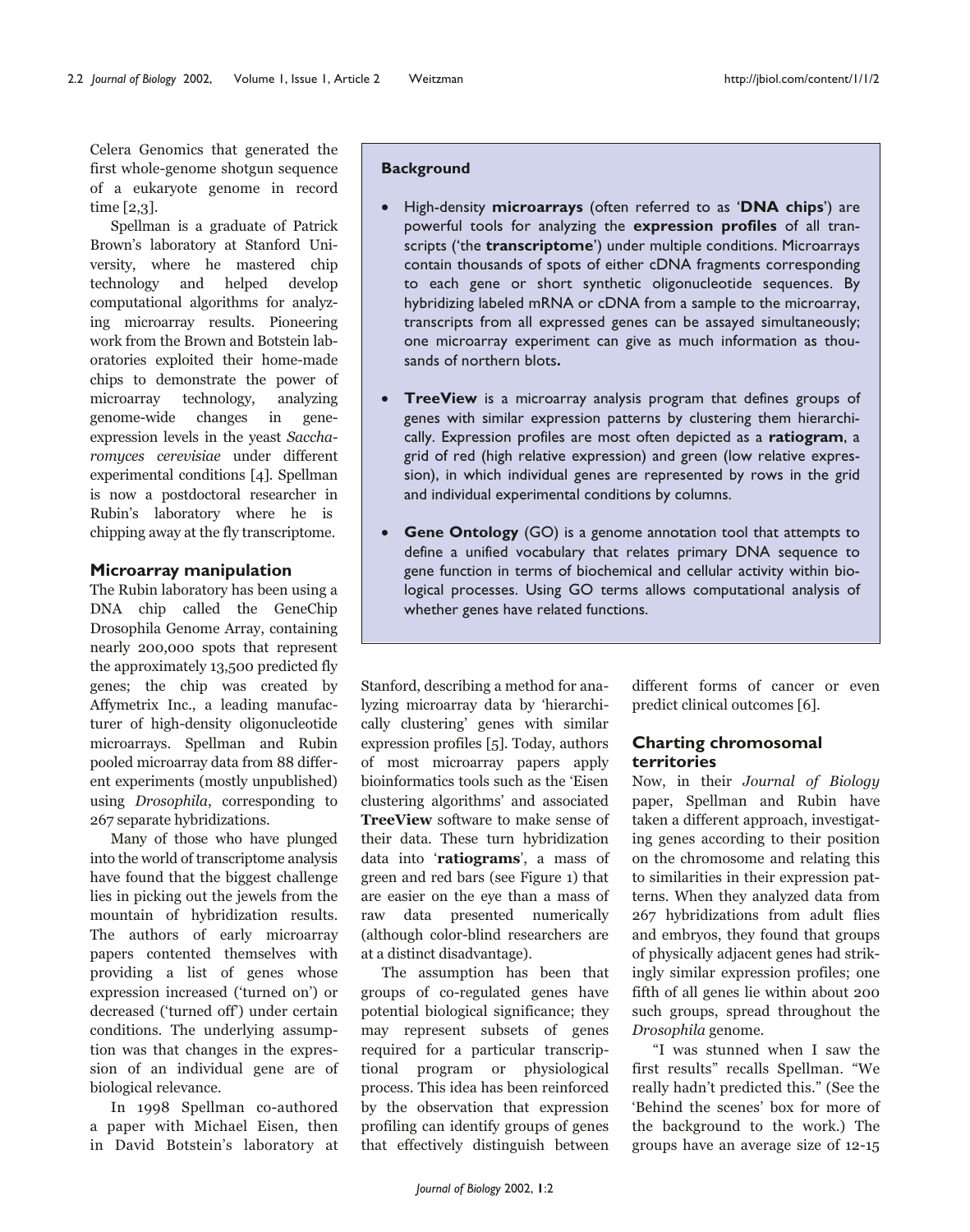Celera Genomics that generated the first whole-genome shotgun sequence of a eukaryote genome in record time [2,3].

Spellman is a graduate of Patrick Brown's laboratory at Stanford University, where he mastered chip technology and helped develop computational algorithms for analyzing microarray results. Pioneering work from the Brown and Botstein laboratories exploited their home-made chips to demonstrate the power of microarray technology, analyzing genome-wide changes in gene-expression levels in the yeast *Saccharomyces cerevisiae* under different experimental conditions [4]. Spellman is now a postdoctoral researcher in Rubin's laboratory where he is chipping away at the fly transcriptome.

> **Background**
>
> - High-density **microarrays** (often referred to as '**DNA chips**') are powerful tools for analyzing the **expression profiles** of all transcripts ('the **transcriptome**') under multiple conditions. Microarrays contain thousands of spots of either cDNA fragments corresponding to each gene or short synthetic oligonucleotide sequences. By hybridizing labeled mRNA or cDNA from a sample to the microarray, transcripts from all expressed genes can be assayed simultaneously; one microarray experiment can give as much information as thousands of northern blots**.**
> - **TreeView** is a microarray analysis program that defines groups of genes with similar expression patterns by clustering them hierarchically. Expression profiles are most often depicted as a **ratiogram**, a grid of red (high relative expression) and green (low relative expression), in which individual genes are represented by rows in the grid and individual experimental conditions by columns.
> - **Gene Ontology** (GO) is a genome annotation tool that attempts to define a unified vocabulary that relates primary DNA sequence to gene function in terms of biochemical and cellular activity within biological processes. Using GO terms allows computational analysis of whether genes have related functions.

## Microarray manipulation

The Rubin laboratory has been using a DNA chip called the GeneChip Drosophila Genome Array, containing nearly 200,000 spots that represent the approximately 13,500 predicted fly genes; the chip was created by Affymetrix Inc., a leading manufacturer of high-density oligonucleotide microarrays. Spellman and Rubin pooled microarray data from 88 different experiments (mostly unpublished) using *Drosophila*, corresponding to 267 separate hybridizations.

Many of those who have plunged into the world of transcriptome analysis have found that the biggest challenge lies in picking out the jewels from the mountain of hybridization results. The authors of early microarray papers contented themselves with providing a list of genes whose expression increased ('turned on') or decreased ('turned off') under certain conditions. The underlying assumption was that changes in the expression of an individual gene are of biological relevance.

In 1998 Spellman co-authored a paper with Michael Eisen, then in David Botstein's laboratory at Stanford, describing a method for analyzing microarray data by 'hierarchically clustering' genes with similar expression profiles [5]. Today, authors of most microarray papers apply bioinformatics tools such as the 'Eisen clustering algorithms' and associated **TreeView** software to make sense of their data. These turn hybridization data into '**ratiograms**', a mass of green and red bars (see Figure 1) that are easier on the eye than a mass of raw data presented numerically (although color-blind researchers are at a distinct disadvantage).

The assumption has been that groups of co-regulated genes have potential biological significance; they may represent subsets of genes required for a particular transcriptional program or physiological process. This idea has been reinforced by the observation that expression profiling can identify groups of genes that effectively distinguish between different forms of cancer or even predict clinical outcomes [6].

## Charting chromosomal territories

Now, in their *Journal of Biology* paper, Spellman and Rubin have taken a different approach, investigating genes according to their position on the chromosome and relating this to similarities in their expression patterns. When they analyzed data from 267 hybridizations from adult flies and embryos, they found that groups of physically adjacent genes had strikingly similar expression profiles; one fifth of all genes lie within about 200 such groups, spread throughout the *Drosophila* genome.

"I was stunned when I saw the first results" recalls Spellman. "We really hadn't predicted this." (See the 'Behind the scenes' box for more of the background to the work.) The groups have an average size of 12-15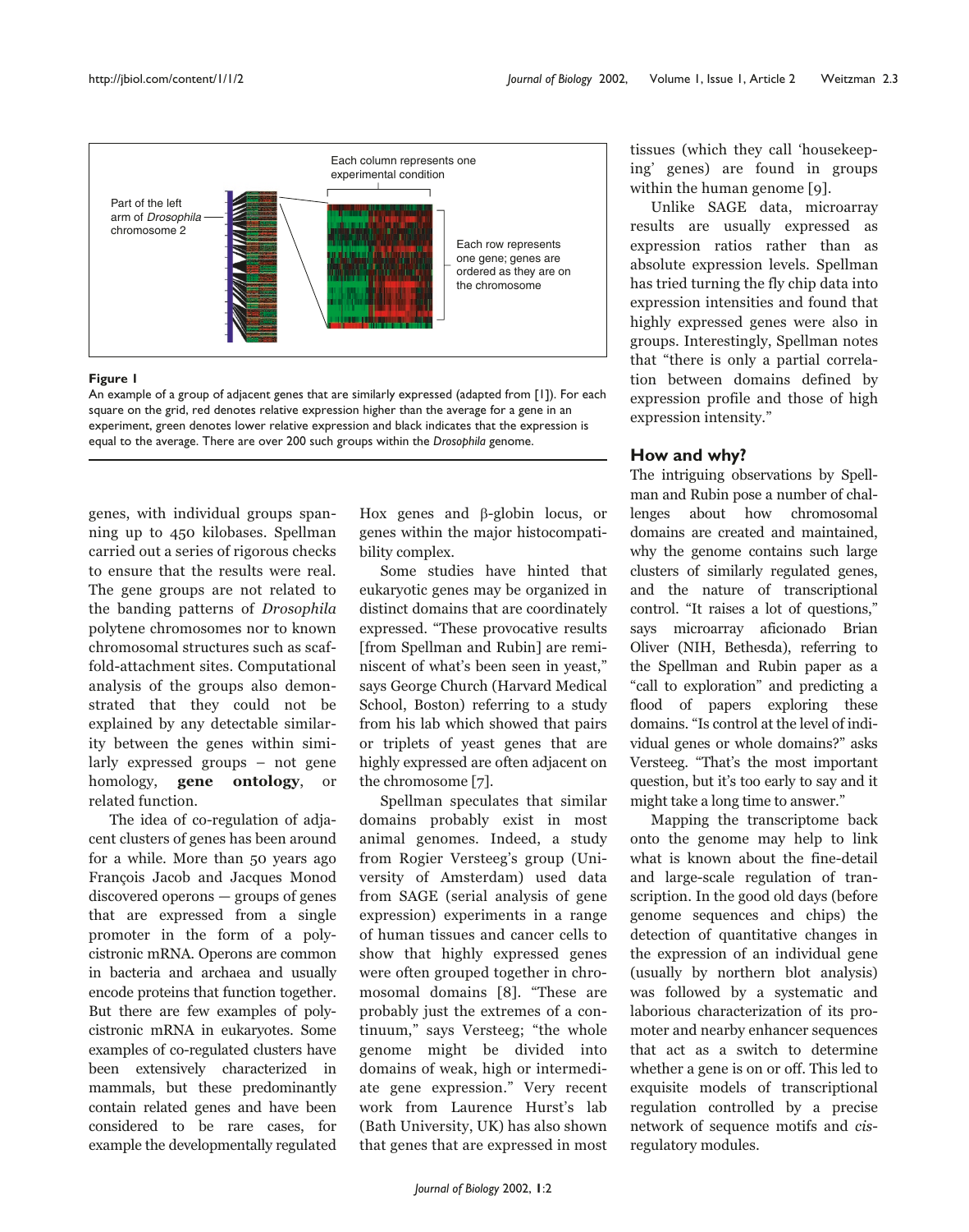**Figure 1**
An example of a group of adjacent genes that are similarly expressed (adapted from [1]). For each square on the grid, red denotes relative expression higher than the average for a gene in an experiment, green denotes lower relative expression and black indicates that the expression is equal to the average. There are over 200 such groups within the *Drosophila* genome.

genes, with individual groups spanning up to 450 kilobases. Spellman carried out a series of rigorous checks to ensure that the results were real. The gene groups are not related to the banding patterns of *Drosophila* polytene chromosomes nor to known chromosomal structures such as scaffold-attachment sites. Computational analysis of the groups also demonstrated that they could not be explained by any detectable similarity between the genes within similarly expressed groups – not gene homology, **gene ontology**, or related function.

The idea of co-regulation of adjacent clusters of genes has been around for a while. More than 50 years ago François Jacob and Jacques Monod discovered operons — groups of genes that are expressed from a single promoter in the form of a polycistronic mRNA. Operons are common in bacteria and archaea and usually encode proteins that function together. But there are few examples of polycistronic mRNA in eukaryotes. Some examples of co-regulated clusters have been extensively characterized in mammals, but these predominantly contain related genes and have been considered to be rare cases, for example the developmentally regulated Hox genes and β-globin locus, or genes within the major histocompatibility complex.

Some studies have hinted that eukaryotic genes may be organized in distinct domains that are coordinately expressed. "These provocative results [from Spellman and Rubin] are reminiscent of what's been seen in yeast," says George Church (Harvard Medical School, Boston) referring to a study from his lab which showed that pairs or triplets of yeast genes that are highly expressed are often adjacent on the chromosome [7].

Spellman speculates that similar domains probably exist in most animal genomes. Indeed, a study from Rogier Versteeg's group (University of Amsterdam) used data from SAGE (serial analysis of gene expression) experiments in a range of human tissues and cancer cells to show that highly expressed genes were often grouped together in chromosomal domains [8]. "These are probably just the extremes of a continuum," says Versteeg; "the whole genome might be divided into domains of weak, high or intermediate gene expression." Very recent work from Laurence Hurst's lab (Bath University, UK) has also shown that genes that are expressed in most tissues (which they call 'housekeeping' genes) are found in groups within the human genome [9].

Unlike SAGE data, microarray results are usually expressed as expression ratios rather than as absolute expression levels. Spellman has tried turning the fly chip data into expression intensities and found that highly expressed genes were also in groups. Interestingly, Spellman notes that "there is only a partial correlation between domains defined by expression profile and those of high expression intensity."

## How and why?

The intriguing observations by Spellman and Rubin pose a number of challenges about how chromosomal domains are created and maintained, why the genome contains such large clusters of similarly regulated genes, and the nature of transcriptional control. "It raises a lot of questions," says microarray aficionado Brian Oliver (NIH, Bethesda), referring to the Spellman and Rubin paper as a "call to exploration" and predicting a flood of papers exploring these domains. "Is control at the level of individual genes or whole domains?" asks Versteeg. "That's the most important question, but it's too early to say and it might take a long time to answer."

Mapping the transcriptome back onto the genome may help to link what is known about the fine-detail and large-scale regulation of transcription. In the good old days (before genome sequences and chips) the detection of quantitative changes in the expression of an individual gene (usually by northern blot analysis) was followed by a systematic and laborious characterization of its promoter and nearby enhancer sequences that act as a switch to determine whether a gene is on or off. This led to exquisite models of transcriptional regulation controlled by a precise network of sequence motifs and *cis*-regulatory modules.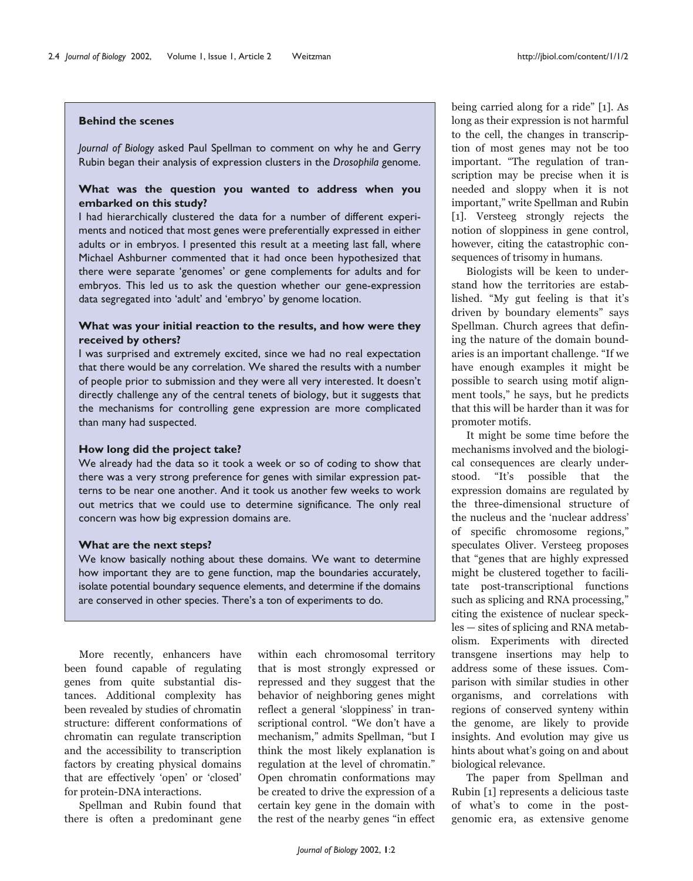### Behind the scenes

*Journal of Biology* asked Paul Spellman to comment on why he and Gerry Rubin began their analysis of expression clusters in the *Drosophila* genome.

**What was the question you wanted to address when you embarked on this study?**

I had hierarchically clustered the data for a number of different experiments and noticed that most genes were preferentially expressed in either adults or in embryos. I presented this result at a meeting last fall, where Michael Ashburner commented that it had once been hypothesized that there were separate 'genomes' or gene complements for adults and for embryos. This led us to ask the question whether our gene-expression data segregated into 'adult' and 'embryo' by genome location.

**What was your initial reaction to the results, and how were they received by others?**

I was surprised and extremely excited, since we had no real expectation that there would be any correlation. We shared the results with a number of people prior to submission and they were all very interested. It doesn't directly challenge any of the central tenets of biology, but it suggests that the mechanisms for controlling gene expression are more complicated than many had suspected.

**How long did the project take?**

We already had the data so it took a week or so of coding to show that there was a very strong preference for genes with similar expression patterns to be near one another. And it took us another few weeks to work out metrics that we could use to determine significance. The only real concern was how big expression domains are.

**What are the next steps?**

We know basically nothing about these domains. We want to determine how important they are to gene function, map the boundaries accurately, isolate potential boundary sequence elements, and determine if the domains are conserved in other species. There's a ton of experiments to do.

More recently, enhancers have been found capable of regulating genes from quite substantial distances. Additional complexity has been revealed by studies of chromatin structure: different conformations of chromatin can regulate transcription and the accessibility to transcription factors by creating physical domains that are effectively 'open' or 'closed' for protein-DNA interactions.

Spellman and Rubin found that there is often a predominant gene within each chromosomal territory that is most strongly expressed or repressed and they suggest that the behavior of neighboring genes might reflect a general 'sloppiness' in transcriptional control. "We don't have a mechanism," admits Spellman, "but I think the most likely explanation is regulation at the level of chromatin." Open chromatin conformations may be created to drive the expression of a certain key gene in the domain with the rest of the nearby genes "in effect being carried along for a ride" [1]. As long as their expression is not harmful to the cell, the changes in transcription of most genes may not be too important. "The regulation of transcription may be precise when it is needed and sloppy when it is not important," write Spellman and Rubin [1]. Versteeg strongly rejects the notion of sloppiness in gene control, however, citing the catastrophic consequences of trisomy in humans.

Biologists will be keen to understand how the territories are established. "My gut feeling is that it's driven by boundary elements" says Spellman. Church agrees that defining the nature of the domain boundaries is an important challenge. "If we have enough examples it might be possible to search using motif alignment tools," he says, but he predicts that this will be harder than it was for promoter motifs.

It might be some time before the mechanisms involved and the biological consequences are clearly understood. "It's possible that the expression domains are regulated by the three-dimensional structure of the nucleus and the 'nuclear address' of specific chromosome regions," speculates Oliver. Versteeg proposes that "genes that are highly expressed might be clustered together to facilitate post-transcriptional functions such as splicing and RNA processing," citing the existence of nuclear speckles — sites of splicing and RNA metabolism. Experiments with directed transgene insertions may help to address some of these issues. Comparison with similar studies in other organisms, and correlations with regions of conserved synteny within the genome, are likely to provide insights. And evolution may give us hints about what's going on and about biological relevance.

The paper from Spellman and Rubin [1] represents a delicious taste of what's to come in the post-genomic era, as extensive genome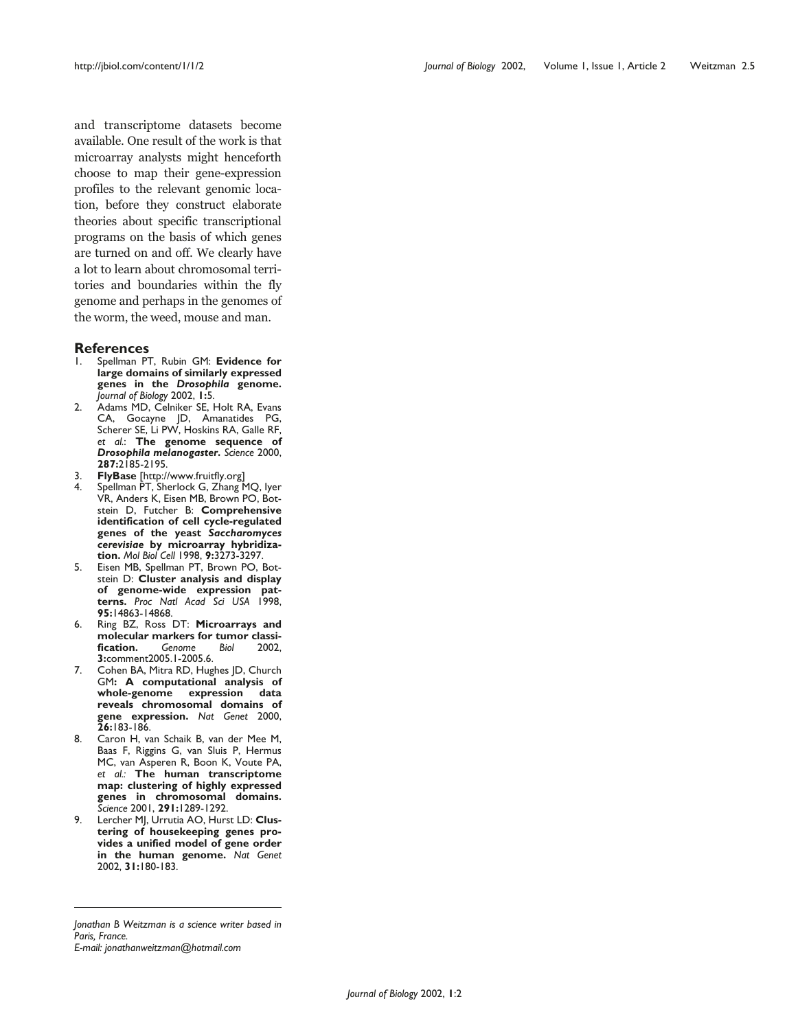and transcriptome datasets become available. One result of the work is that microarray analysts might henceforth choose to map their gene-expression profiles to the relevant genomic location, before they construct elaborate theories about specific transcriptional programs on the basis of which genes are turned on and off. We clearly have a lot to learn about chromosomal territories and boundaries within the fly genome and perhaps in the genomes of the worm, the weed, mouse and man.

## References

1. Spellman PT, Rubin GM: **Evidence for large domains of similarly expressed genes in the *Drosophila* genome.** *Journal of Biology* 2002, **1:**5.
2. Adams MD, Celniker SE, Holt RA, Evans CA, Gocayne JD, Amanatides PG, Scherer SE, Li PW, Hoskins RA, Galle RF, *et al.*: **The genome sequence of *Drosophila melanogaster*.** *Science* 2000, **287:**2185-2195.
3. **FlyBase** [http://www.fruitfly.org]
4. Spellman PT, Sherlock G, Zhang MQ, Iyer VR, Anders K, Eisen MB, Brown PO, Botstein D, Futcher B: **Comprehensive identification of cell cycle-regulated genes of the yeast *Saccharomyces cerevisiae* by microarray hybridization.** *Mol Biol Cell* 1998, **9:**3273-3297.
5. Eisen MB, Spellman PT, Brown PO, Botstein D: **Cluster analysis and display of genome-wide expression patterns.** *Proc Natl Acad Sci USA* 1998, **95:**14863-14868.
6. Ring BZ, Ross DT: **Microarrays and molecular markers for tumor classification.** *Genome Biol* 2002, **3:**comment2005.1-2005.6.
7. Cohen BA, Mitra RD, Hughes JD, Church GM**: A computational analysis of whole-genome expression data reveals chromosomal domains of gene expression.** *Nat Genet* 2000, **26:**183-186.
8. Caron H, van Schaik B, van der Mee M, Baas F, Riggins G, van Sluis P, Hermus MC, van Asperen R, Boon K, Voute PA, *et al.:* **The human transcriptome map: clustering of highly expressed genes in chromosomal domains.** *Science* 2001, **291:**1289-1292.
9. Lercher MJ, Urrutia AO, Hurst LD: **Clustering of housekeeping genes provides a unified model of gene order in the human genome.** *Nat Genet* 2002, **31:**180-183.

---

*Jonathan B Weitzman is a science writer based in Paris, France.*
*E-mail: jonathanweitzman@hotmail.com*